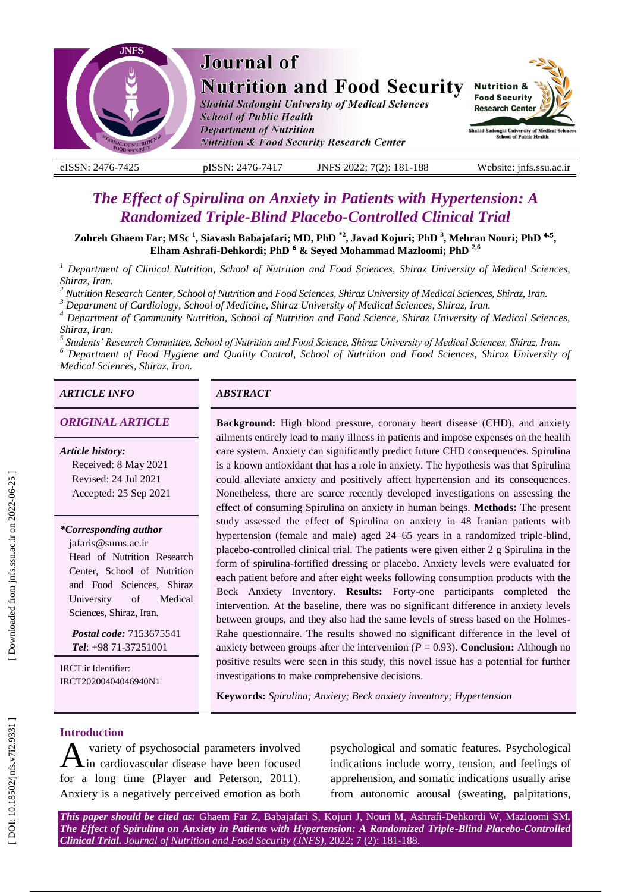# The Effect of Spirulina on Anxiety in Patients with Hypertension: A Randomized Triple-Blind Placebo-Controlled Clinical Trial

**Zohreh Ghaem Far; MSc [1], Siavash Babajafari; MD, PhD [*2], Javad Kojuri; PhD [3], Mehran Nouri; PhD [4,5], Elham Ashrafi-Dehkordi; PhD [6] & Seyed Mohammad Mazloomi; PhD [2,6]**

[1] *Department of Clinical Nutrition, School of Nutrition and Food Sciences, Shiraz University of Medical Sciences, Shiraz, Iran.*

[2] *Nutrition Research Center, School of Nutrition and Food Sciences, Shiraz University of Medical Sciences, Shiraz, Iran.*

[3] *Department of Cardiology, School of Medicine, Shiraz University of Medical Sciences, Shiraz, Iran.*

[4] *Department of Community Nutrition, School of Nutrition and Food Science, Shiraz University of Medical Sciences, Shiraz, Iran.*

[5] *Students' Research Committee, School of Nutrition and Food Science, Shiraz University of Medical Sciences, Shiraz, Iran.*

[6] *Department of Food Hygiene and Quality Control, School of Nutrition and Food Sciences, Shiraz University of Medical Sciences, Shiraz, Iran.*

## ARTICLE INFO

*ORIGINAL ARTICLE*

*Article history:*
Received: 8 May 2021
Revised: 24 Jul 2021
Accepted: 25 Sep 2021

***Corresponding author**
jafaris@sums.ac.ir
Head of Nutrition Research Center, School of Nutrition and Food Sciences, Shiraz University of Medical Sciences, Shiraz, Iran.

***Postal code:*** 7153675541
***Tel***: +98 71-37251001

IRCT.ir Identifier:
IRCT20200404046940N1

## ABSTRACT

**Background:** High blood pressure, coronary heart disease (CHD), and anxiety ailments entirely lead to many illness in patients and impose expenses on the health care system. Anxiety can significantly predict future CHD consequences. Spirulina is a known antioxidant that has a role in anxiety. The hypothesis was that Spirulina could alleviate anxiety and positively affect hypertension and its consequences. Nonetheless, there are scarce recently developed investigations on assessing the effect of consuming Spirulina on anxiety in human beings. **Methods:** The present study assessed the effect of Spirulina on anxiety in 48 Iranian patients with hypertension (female and male) aged 24–65 years in a randomized triple-blind, placebo-controlled clinical trial. The patients were given either 2 g Spirulina in the form of spirulina-fortified dressing or placebo. Anxiety levels were evaluated for each patient before and after eight weeks following consumption products with the Beck Anxiety Inventory. **Results:** Forty-one participants completed the intervention. At the baseline, there was no significant difference in anxiety levels between groups, and they also had the same levels of stress based on the Holmes-Rahe questionnaire. The results showed no significant difference in the level of anxiety between groups after the intervention ($P = 0.93$). **Conclusion:** Although no positive results were seen in this study, this novel issue has a potential for further investigations to make comprehensive decisions.

**Keywords:** *Spirulina; Anxiety; Beck anxiety inventory; Hypertension*

## Introduction

A variety of psychosocial parameters involved in cardiovascular disease have been focused for a long time (Player and Peterson, 2011). Anxiety is a negatively perceived emotion as both psychological and somatic features. Psychological indications include worry, tension, and feelings of apprehension, and somatic indications usually arise from autonomic arousal (sweating, palpitations,

***This paper should be cited as:*** Ghaem Far Z, Babajafari S, Kojuri J, Nouri M, Ashrafi-Dehkordi W, Mazloomi SM. ***The Effect of Spirulina on Anxiety in Patients with Hypertension: A Randomized Triple-Blind Placebo-Controlled Clinical Trial.*** *Journal of Nutrition and Food Security (JNFS)*, 2022; 7 (2): 181-188.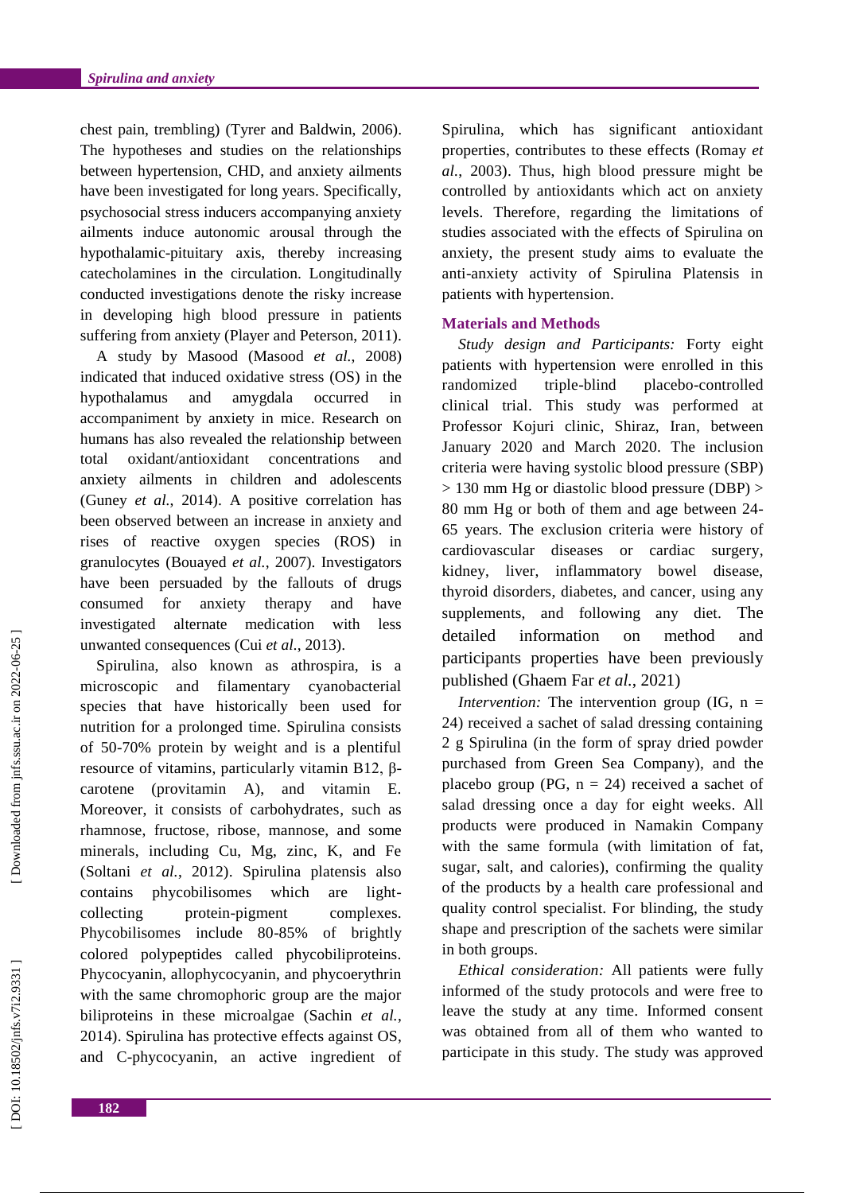chest pain, trembling) (Tyrer and Baldwin, 2006). The hypotheses and studies on the relationships between hypertension, CHD, and anxiety ailments have been investigated for long years. Specifically, psychosocial stress inducers accompanying anxiety ailments induce autonomic arousal through the hypothalamic-pituitary axis, thereby increasing catecholamines in the circulation. Longitudinally conducted investigations denote the risky increase in developing high blood pressure in patients suffering from anxiety (Player and Peterson, 2011).

A study by Masood (Masood *et al.*, 2008) indicated that induced oxidative stress (OS) in the hypothalamus and amygdala occurred in accompaniment by anxiety in mice. Research on humans has also revealed the relationship between total oxidant/antioxidant concentrations and anxiety ailments in children and adolescents (Guney *et al.*, 2014). A positive correlation has been observed between an increase in anxiety and rises of reactive oxygen species (ROS) in granulocytes (Bouayed *et al.*, 2007). Investigators have been persuaded by the fallouts of drugs consumed for anxiety therapy and have investigated alternate medication with less unwanted consequences (Cui *et al.*, 2013).

Spirulina, also known as athrospira, is a microscopic and filamentary cyanobacterial species that have historically been used for nutrition for a prolonged time. Spirulina consists of 50-70% protein by weight and is a plentiful resource of vitamins, particularly vitamin B12, β-carotene (provitamin A), and vitamin E. Moreover, it consists of carbohydrates, such as rhamnose, fructose, ribose, mannose, and some minerals, including Cu, Mg, zinc, K, and Fe (Soltani *et al.*, 2012). Spirulina platensis also contains phycobilisomes which are light-collecting protein-pigment complexes. Phycobilisomes include 80-85% of brightly colored polypeptides called phycobiliproteins. Phycocyanin, allophycocyanin, and phycoerythrin with the same chromophoric group are the major biliproteins in these microalgae (Sachin *et al.*, 2014). Spirulina has protective effects against OS, and C-phycocyanin, an active ingredient of Spirulina, which has significant antioxidant properties, contributes to these effects (Romay *et al.*, 2003). Thus, high blood pressure might be controlled by antioxidants which act on anxiety levels. Therefore, regarding the limitations of studies associated with the effects of Spirulina on anxiety, the present study aims to evaluate the anti-anxiety activity of Spirulina Platensis in patients with hypertension.

## Materials and Methods

*Study design and Participants:* Forty eight patients with hypertension were enrolled in this randomized triple-blind placebo-controlled clinical trial. This study was performed at Professor Kojuri clinic, Shiraz, Iran, between January 2020 and March 2020. The inclusion criteria were having systolic blood pressure (SBP) > 130 mm Hg or diastolic blood pressure (DBP) > 80 mm Hg or both of them and age between 24-65 years. The exclusion criteria were history of cardiovascular diseases or cardiac surgery, kidney, liver, inflammatory bowel disease, thyroid disorders, diabetes, and cancer, using any supplements, and following any diet. The detailed information on method and participants properties have been previously published (Ghaem Far *et al.*, 2021)

*Intervention:* The intervention group (IG, n = 24) received a sachet of salad dressing containing 2 g Spirulina (in the form of spray dried powder purchased from Green Sea Company), and the placebo group (PG, n = 24) received a sachet of salad dressing once a day for eight weeks. All products were produced in Namakin Company with the same formula (with limitation of fat, sugar, salt, and calories), confirming the quality of the products by a health care professional and quality control specialist. For blinding, the study shape and prescription of the sachets were similar in both groups.

*Ethical consideration:* All patients were fully informed of the study protocols and were free to leave the study at any time. Informed consent was obtained from all of them who wanted to participate in this study. The study was approved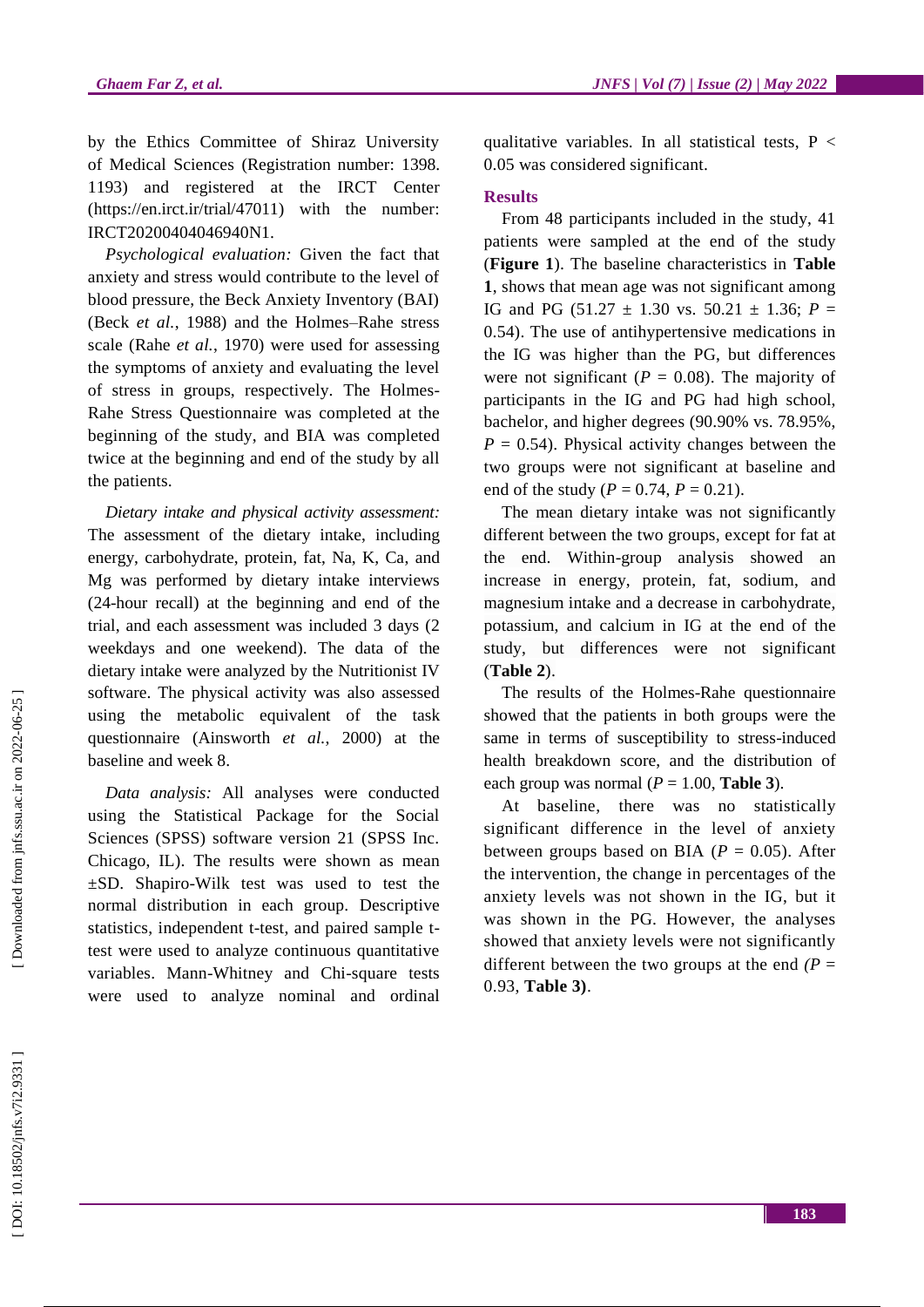by the Ethics Committee of Shiraz University of Medical Sciences (Registration number: 1398. 1193) and registered at the IRCT Center (https://en.irct.ir/trial/47011) with the number: IRCT20200404046940N1.

*Psychological evaluation:* Given the fact that anxiety and stress would contribute to the level of blood pressure, the Beck Anxiety Inventory (BAI) (Beck *et al.*, 1988) and the Holmes–Rahe stress scale (Rahe *et al.*, 1970) were used for assessing the symptoms of anxiety and evaluating the level of stress in groups, respectively. The Holmes-Rahe Stress Questionnaire was completed at the beginning of the study, and BIA was completed twice at the beginning and end of the study by all the patients.

*Dietary intake and physical activity assessment:* The assessment of the dietary intake, including energy, carbohydrate, protein, fat, Na, K, Ca, and Mg was performed by dietary intake interviews (24-hour recall) at the beginning and end of the trial, and each assessment was included 3 days (2 weekdays and one weekend). The data of the dietary intake were analyzed by the Nutritionist IV software. The physical activity was also assessed using the metabolic equivalent of the task questionnaire (Ainsworth *et al.*, 2000) at the baseline and week 8.

*Data analysis:* All analyses were conducted using the Statistical Package for the Social Sciences (SPSS) software version 21 (SPSS Inc. Chicago, IL). The results were shown as mean ±SD. Shapiro-Wilk test was used to test the normal distribution in each group. Descriptive statistics, independent t-test, and paired sample t-test were used to analyze continuous quantitative variables. Mann-Whitney and Chi-square tests were used to analyze nominal and ordinal qualitative variables. In all statistical tests, $P < 0.05$ was considered significant.

## Results

From 48 participants included in the study, 41 patients were sampled at the end of the study (**Figure 1**). The baseline characteristics in **Table 1**, shows that mean age was not significant among IG and PG (51.27 ± 1.30 vs. 50.21 ± 1.36; $P = 0.54$). The use of antihypertensive medications in the IG was higher than the PG, but differences were not significant ($P = 0.08$). The majority of participants in the IG and PG had high school, bachelor, and higher degrees (90.90% vs. 78.95%, $P = 0.54$). Physical activity changes between the two groups were not significant at baseline and end of the study ($P = 0.74$, $P = 0.21$).

The mean dietary intake was not significantly different between the two groups, except for fat at the end. Within-group analysis showed an increase in energy, protein, fat, sodium, and magnesium intake and a decrease in carbohydrate, potassium, and calcium in IG at the end of the study, but differences were not significant (**Table 2**).

The results of the Holmes-Rahe questionnaire showed that the patients in both groups were the same in terms of susceptibility to stress-induced health breakdown score, and the distribution of each group was normal ($P = 1.00$, **Table 3**).

At baseline, there was no statistically significant difference in the level of anxiety between groups based on BIA ($P = 0.05$). After the intervention, the change in percentages of the anxiety levels was not shown in the IG, but it was shown in the PG. However, the analyses showed that anxiety levels were not significantly different between the two groups at the end *(*$P = 0.93$, **Table 3)**.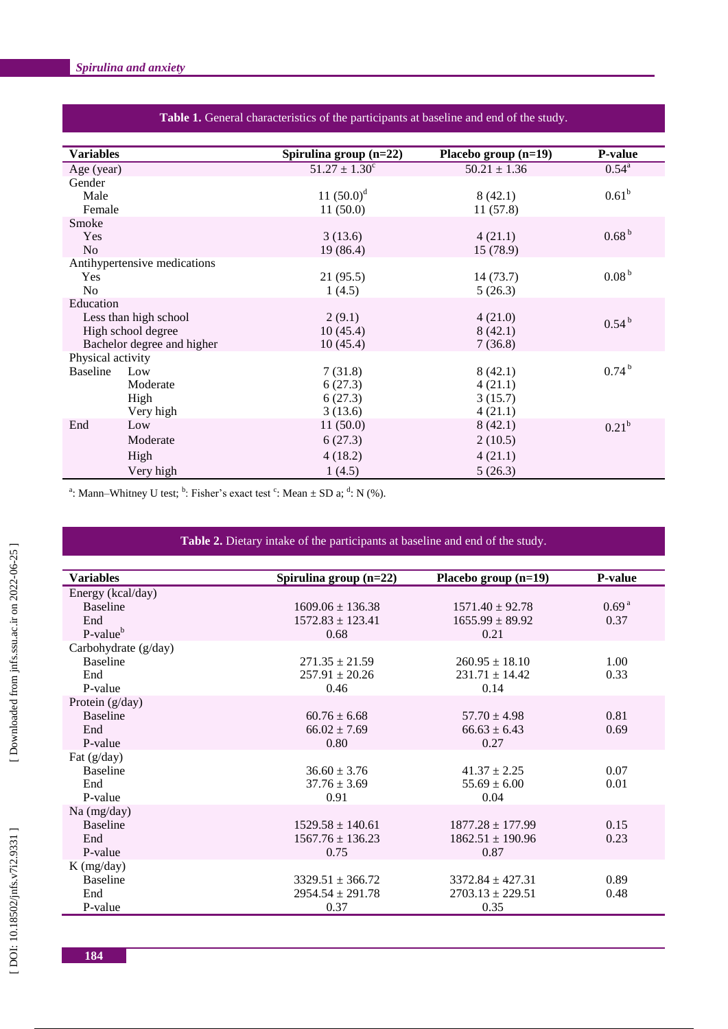**Table 1.** General characteristics of the participants at baseline and end of the study.

| Variables | | Spirulina group (n=22) | Placebo group (n=19) | P-value |
|---|---|---|---|---|
| Age (year) | | 51.27 ± 1.30[c] | 50.21 ± 1.36 | 0.54[a] |
| Gender | | | | |
| Male | | 11 (50.0)[d] | 8 (42.1) | 0.61[b] |
| Female | | 11 (50.0) | 11 (57.8) | |
| Smoke | | | | |
| Yes | | 3 (13.6) | 4 (21.1) | 0.68[b] |
| No | | 19 (86.4) | 15 (78.9) | |
| Antihypertensive medications | | | | |
| Yes | | 21 (95.5) | 14 (73.7) | 0.08[b] |
| No | | 1 (4.5) | 5 (26.3) | |
| Education | | | | |
| Less than high school | | 2 (9.1) | 4 (21.0) | 0.54[b] |
| High school degree | | 10 (45.4) | 8 (42.1) | |
| Bachelor degree and higher | | 10 (45.4) | 7 (36.8) | |
| Physical activity | | | | |
| Baseline | Low | 7 (31.8) | 8 (42.1) | 0.74[b] |
| | Moderate | 6 (27.3) | 4 (21.1) | |
| | High | 6 (27.3) | 3 (15.7) | |
| | Very high | 3 (13.6) | 4 (21.1) | |
| End | Low | 11 (50.0) | 8 (42.1) | 0.21[b] |
| | Moderate | 6 (27.3) | 2 (10.5) | |
| | High | 4 (18.2) | 4 (21.1) | |
| | Very high | 1 (4.5) | 5 (26.3) | |

[a]: Mann–Whitney U test; [b]: Fisher's exact test [c]: Mean ± SD a; [d]: N (%).

**Table 2.** Dietary intake of the participants at baseline and end of the study.

| Variables | Spirulina group (n=22) | Placebo group (n=19) | P-value |
|---|---|---|---|
| Energy (kcal/day) | | | |
| Baseline | 1609.06 ± 136.38 | 1571.40 ± 92.78 | 0.69[a] |
| End | 1572.83 ± 123.41 | 1655.99 ± 89.92 | 0.37 |
| P-value[b] | 0.68 | 0.21 | |
| Carbohydrate (g/day) | | | |
| Baseline | 271.35 ± 21.59 | 260.95 ± 18.10 | 1.00 |
| End | 257.91 ± 20.26 | 231.71 ± 14.42 | 0.33 |
| P-value | 0.46 | 0.14 | |
| Protein (g/day) | | | |
| Baseline | 60.76 ± 6.68 | 57.70 ± 4.98 | 0.81 |
| End | 66.02 ± 7.69 | 66.63 ± 6.43 | 0.69 |
| P-value | 0.80 | 0.27 | |
| Fat (g/day) | | | |
| Baseline | 36.60 ± 3.76 | 41.37 ± 2.25 | 0.07 |
| End | 37.76 ± 3.69 | 55.69 ± 6.00 | 0.01 |
| P-value | 0.91 | 0.04 | |
| Na (mg/day) | | | |
| Baseline | 1529.58 ± 140.61 | 1877.28 ± 177.99 | 0.15 |
| End | 1567.76 ± 136.23 | 1862.51 ± 190.96 | 0.23 |
| P-value | 0.75 | 0.87 | |
| K (mg/day) | | | |
| Baseline | 3329.51 ± 366.72 | 3372.84 ± 427.31 | 0.89 |
| End | 2954.54 ± 291.78 | 2703.13 ± 229.51 | 0.48 |
| P-value | 0.37 | 0.35 | |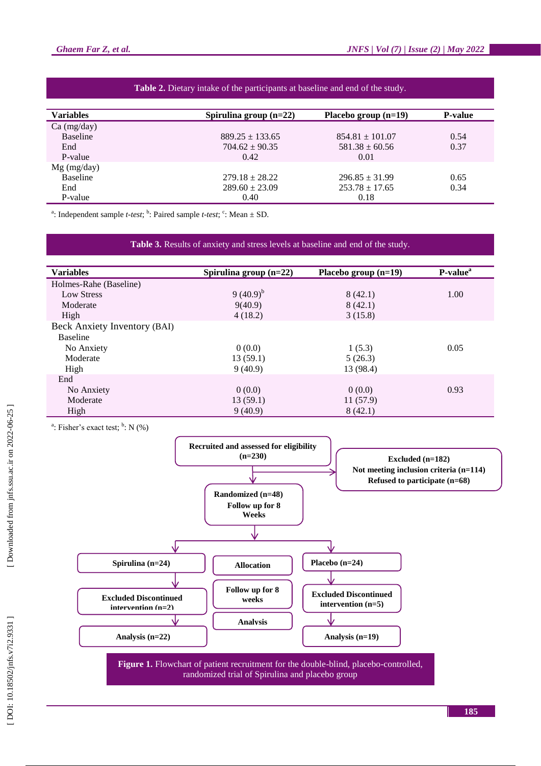**Table 2.** Dietary intake of the participants at baseline and end of the study.

| Variables | Spirulina group (n=22) | Placebo group (n=19) | P-value |
|---|---|---|---|
| Ca (mg/day) | | | |
| Baseline | 889.25 ± 133.65 | 854.81 ± 101.07 | 0.54 |
| End | 704.62 ± 90.35 | 581.38 ± 60.56 | 0.37 |
| P-value | 0.42 | 0.01 | |
| Mg (mg/day) | | | |
| Baseline | 279.18 ± 28.22 | 296.85 ± 31.99 | 0.65 |
| End | 289.60 ± 23.09 | 253.78 ± 17.65 | 0.34 |
| P-value | 0.40 | 0.18 | |

[a]: Independent sample *t-test*; [b]: Paired sample *t-test*; [c]: Mean ± SD.

**Table 3.** Results of anxiety and stress levels at baseline and end of the study.

| Variables | Spirulina group (n=22) | Placebo group (n=19) | P-value[a] |
|---|---|---|---|
| Holmes-Rahe (Baseline) | | | |
| Low Stress | 9 (40.9)[b] | 8 (42.1) | 1.00 |
| Moderate | 9(40.9) | 8 (42.1) | |
| High | 4 (18.2) | 3 (15.8) | |
| Beck Anxiety Inventory (BAI) | | | |
| Baseline | | | |
| No Anxiety | 0 (0.0) | 1 (5.3) | 0.05 |
| Moderate | 13 (59.1) | 5 (26.3) | |
| High | 9 (40.9) | 13 (98.4) | |
| End | | | |
| No Anxiety | 0 (0.0) | 0 (0.0) | 0.93 |
| Moderate | 13 (59.1) | 11 (57.9) | |
| High | 9 (40.9) | 8 (42.1) | |

[a]: Fisher's exact test; [b]: N (%)

Recruited and assessed for eligibility (n=230)

Excluded (n=182)
Not meeting inclusion criteria (n=114)
Refused to participate (n=68)

Randomized (n=48)
Follow up for 8 Weeks

Allocation: Spirulina (n=24) | Placebo (n=24)

Follow up for 8 weeks: Excluded Discontinued intervention (n=2) | Excluded Discontinued intervention (n=5)

Analysis: Analysis (n=22) | Analysis (n=19)

**Figure 1.** Flowchart of patient recruitment for the double-blind, placebo-controlled, randomized trial of Spirulina and placebo group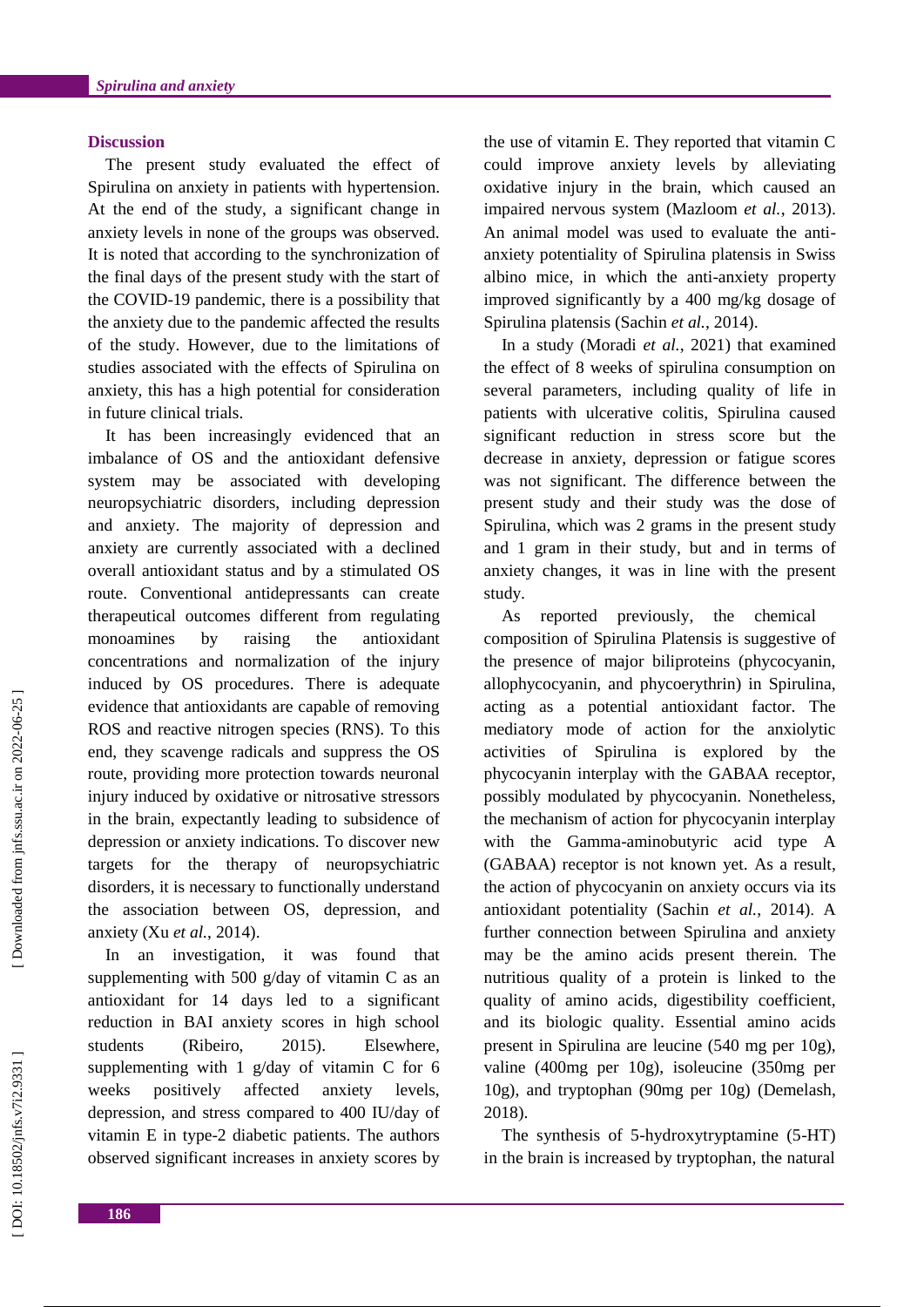## Discussion

The present study evaluated the effect of Spirulina on anxiety in patients with hypertension. At the end of the study, a significant change in anxiety levels in none of the groups was observed. It is noted that according to the synchronization of the final days of the present study with the start of the COVID-19 pandemic, there is a possibility that the anxiety due to the pandemic affected the results of the study. However, due to the limitations of studies associated with the effects of Spirulina on anxiety, this has a high potential for consideration in future clinical trials.

It has been increasingly evidenced that an imbalance of OS and the antioxidant defensive system may be associated with developing neuropsychiatric disorders, including depression and anxiety. The majority of depression and anxiety are currently associated with a declined overall antioxidant status and by a stimulated OS route. Conventional antidepressants can create therapeutical outcomes different from regulating monoamines by raising the antioxidant concentrations and normalization of the injury induced by OS procedures. There is adequate evidence that antioxidants are capable of removing ROS and reactive nitrogen species (RNS). To this end, they scavenge radicals and suppress the OS route, providing more protection towards neuronal injury induced by oxidative or nitrosative stressors in the brain, expectantly leading to subsidence of depression or anxiety indications. To discover new targets for the therapy of neuropsychiatric disorders, it is necessary to functionally understand the association between OS, depression, and anxiety (Xu *et al.*, 2014).

In an investigation, it was found that supplementing with 500 g/day of vitamin C as an antioxidant for 14 days led to a significant reduction in BAI anxiety scores in high school students (Ribeiro, 2015). Elsewhere, supplementing with 1 g/day of vitamin C for 6 weeks positively affected anxiety levels, depression, and stress compared to 400 IU/day of vitamin E in type-2 diabetic patients. The authors observed significant increases in anxiety scores by the use of vitamin E. They reported that vitamin C could improve anxiety levels by alleviating oxidative injury in the brain, which caused an impaired nervous system (Mazloom *et al.*, 2013). An animal model was used to evaluate the anti-anxiety potentiality of Spirulina platensis in Swiss albino mice, in which the anti-anxiety property improved significantly by a 400 mg/kg dosage of Spirulina platensis (Sachin *et al.*, 2014).

In a study (Moradi *et al.*, 2021) that examined the effect of 8 weeks of spirulina consumption on several parameters, including quality of life in patients with ulcerative colitis, Spirulina caused significant reduction in stress score but the decrease in anxiety, depression or fatigue scores was not significant. The difference between the present study and their study was the dose of Spirulina, which was 2 grams in the present study and 1 gram in their study, but and in terms of anxiety changes, it was in line with the present study.

As reported previously, the chemical composition of Spirulina Platensis is suggestive of the presence of major biliproteins (phycocyanin, allophycocyanin, and phycoerythrin) in Spirulina, acting as a potential antioxidant factor. The mediatory mode of action for the anxiolytic activities of Spirulina is explored by the phycocyanin interplay with the GABAA receptor, possibly modulated by phycocyanin. Nonetheless, the mechanism of action for phycocyanin interplay with the Gamma-aminobutyric acid type A (GABAA) receptor is not known yet. As a result, the action of phycocyanin on anxiety occurs via its antioxidant potentiality (Sachin *et al.*, 2014). A further connection between Spirulina and anxiety may be the amino acids present therein. The nutritious quality of a protein is linked to the quality of amino acids, digestibility coefficient, and its biologic quality. Essential amino acids present in Spirulina are leucine (540 mg per 10g), valine (400mg per 10g), isoleucine (350mg per 10g), and tryptophan (90mg per 10g) (Demelash, 2018).

The synthesis of 5-hydroxytryptamine (5-HT) in the brain is increased by tryptophan, the natural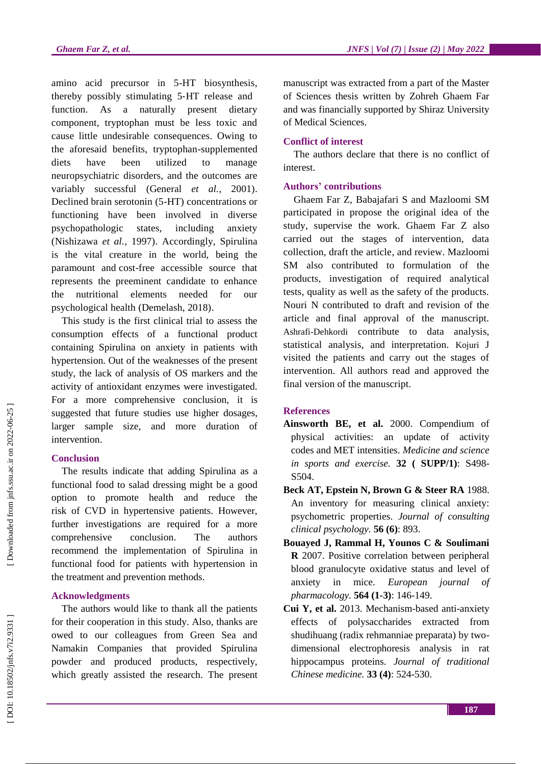amino acid precursor in 5-HT biosynthesis, thereby possibly stimulating 5-HT release and function. As a naturally present dietary component, tryptophan must be less toxic and cause little undesirable consequences. Owing to the aforesaid benefits, tryptophan-supplemented diets have been utilized to manage neuropsychiatric disorders, and the outcomes are variably successful (General *et al.*, 2001). Declined brain serotonin (5-HT) concentrations or functioning have been involved in diverse psychopathologic states, including anxiety (Nishizawa *et al.*, 1997). Accordingly, Spirulina is the vital creature in the world, being the paramount and cost-free accessible source that represents the preeminent candidate to enhance the nutritional elements needed for our psychological health (Demelash, 2018).

This study is the first clinical trial to assess the consumption effects of a functional product containing Spirulina on anxiety in patients with hypertension. Out of the weaknesses of the present study, the lack of analysis of OS markers and the activity of antioxidant enzymes were investigated. For a more comprehensive conclusion, it is suggested that future studies use higher dosages, larger sample size, and more duration of intervention.

## Conclusion

The results indicate that adding Spirulina as a functional food to salad dressing might be a good option to promote health and reduce the risk of CVD in hypertensive patients. However, further investigations are required for a more comprehensive conclusion. The authors recommend the implementation of Spirulina in functional food for patients with hypertension in the treatment and prevention methods.

## Acknowledgments

The authors would like to thank all the patients for their cooperation in this study. Also, thanks are owed to our colleagues from Green Sea and Namakin Companies that provided Spirulina powder and produced products, respectively, which greatly assisted the research. The present manuscript was extracted from a part of the Master of Sciences thesis written by Zohreh Ghaem Far and was financially supported by Shiraz University of Medical Sciences.

## Conflict of interest

The authors declare that there is no conflict of interest.

## Authors' contributions

Ghaem Far Z, Babajafari S and Mazloomi SM participated in propose the original idea of the study, supervise the work. Ghaem Far Z also carried out the stages of intervention, data collection, draft the article, and review. Mazloomi SM also contributed to formulation of the products, investigation of required analytical tests, quality as well as the safety of the products. Nouri N contributed to draft and revision of the article and final approval of the manuscript. Ashrafi-Dehkordi contribute to data analysis, statistical analysis, and interpretation. Kojuri J visited the patients and carry out the stages of intervention. All authors read and approved the final version of the manuscript.

## References

**Ainsworth BE, et al.** 2000. Compendium of physical activities: an update of activity codes and MET intensities. *Medicine and science in sports and exercise.* **32 ( SUPP/1)**: S498-S504.

**Beck AT, Epstein N, Brown G & Steer RA** 1988. An inventory for measuring clinical anxiety: psychometric properties. *Journal of consulting clinical psychology.* **56 (6)**: 893.

**Bouayed J, Rammal H, Younos C & Soulimani R** 2007. Positive correlation between peripheral blood granulocyte oxidative status and level of anxiety in mice. *European journal of pharmacology.* **564 (1-3)**: 146-149.

**Cui Y, et al.** 2013. Mechanism-based anti-anxiety effects of polysaccharides extracted from shudihuang (radix rehmanniae preparata) by two-dimensional electrophoresis analysis in rat hippocampus proteins. *Journal of traditional Chinese medicine.* **33 (4)**: 524-530.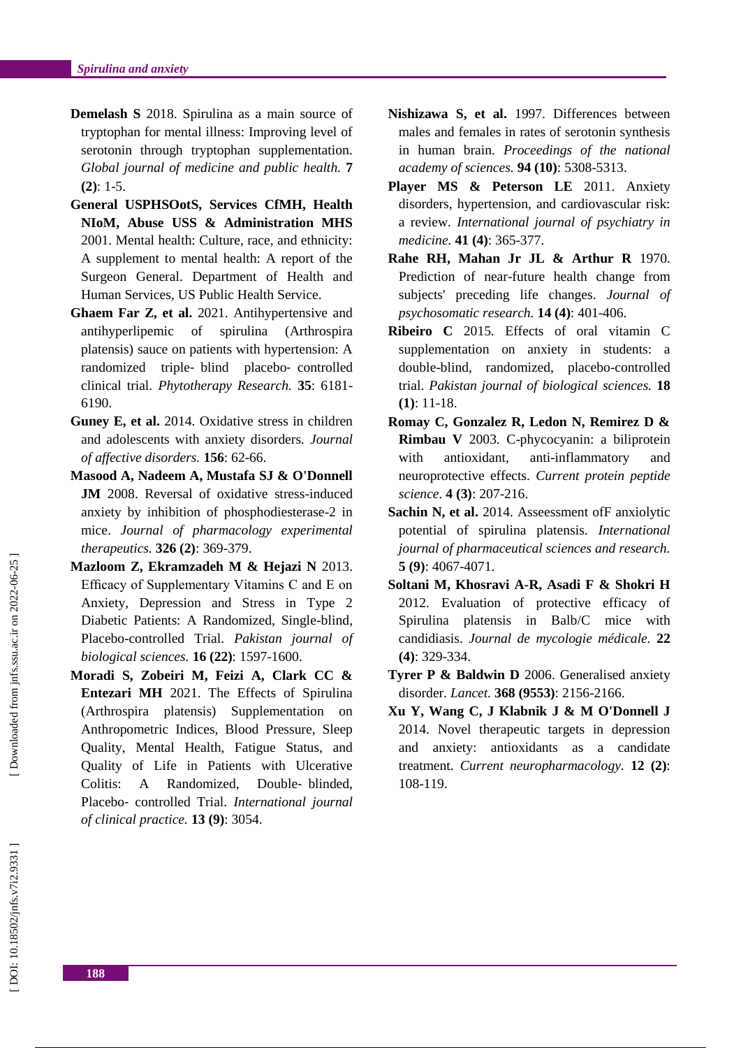**Demelash S** 2018. Spirulina as a main source of tryptophan for mental illness: Improving level of serotonin through tryptophan supplementation. *Global journal of medicine and public health.* **7 (2)**: 1-5.

**General USPHSOotS, Services CfMH, Health NIoM, Abuse USS & Administration MHS** 2001. Mental health: Culture, race, and ethnicity: A supplement to mental health: A report of the Surgeon General. Department of Health and Human Services, US Public Health Service.

**Ghaem Far Z, et al.** 2021. Antihypertensive and antihyperlipemic of spirulina (Arthrospira platensis) sauce on patients with hypertension: A randomized triple- blind placebo- controlled clinical trial. *Phytotherapy Research.* **35**: 6181-6190.

**Guney E, et al.** 2014. Oxidative stress in children and adolescents with anxiety disorders. *Journal of affective disorders.* **156**: 62-66.

**Masood A, Nadeem A, Mustafa SJ & O'Donnell JM** 2008. Reversal of oxidative stress-induced anxiety by inhibition of phosphodiesterase-2 in mice. *Journal of pharmacology experimental therapeutics.* **326 (2)**: 369-379.

**Mazloom Z, Ekramzadeh M & Hejazi N** 2013. Efficacy of Supplementary Vitamins C and E on Anxiety, Depression and Stress in Type 2 Diabetic Patients: A Randomized, Single-blind, Placebo-controlled Trial. *Pakistan journal of biological sciences.* **16 (22)**: 1597-1600.

**Moradi S, Zobeiri M, Feizi A, Clark CC & Entezari MH** 2021. The Effects of Spirulina (Arthrospira platensis) Supplementation on Anthropometric Indices, Blood Pressure, Sleep Quality, Mental Health, Fatigue Status, and Quality of Life in Patients with Ulcerative Colitis: A Randomized, Double- blinded, Placebo- controlled Trial. *International journal of clinical practice.* **13 (9)**: 3054.

**Nishizawa S, et al.** 1997. Differences between males and females in rates of serotonin synthesis in human brain. *Proceedings of the national academy of sciences.* **94 (10)**: 5308-5313.

**Player MS & Peterson LE** 2011. Anxiety disorders, hypertension, and cardiovascular risk: a review. *International journal of psychiatry in medicine.* **41 (4)**: 365-377.

**Rahe RH, Mahan Jr JL & Arthur R** 1970. Prediction of near-future health change from subjects' preceding life changes. *Journal of psychosomatic research.* **14 (4)**: 401-406.

**Ribeiro C** 2015. Effects of oral vitamin C supplementation on anxiety in students: a double-blind, randomized, placebo-controlled trial. *Pakistan journal of biological sciences.* **18 (1)**: 11-18.

**Romay C, Gonzalez R, Ledon N, Remirez D & Rimbau V** 2003. C-phycocyanin: a biliprotein with antioxidant, anti-inflammatory and neuroprotective effects. *Current protein peptide science.* **4 (3)**: 207-216.

**Sachin N, et al.** 2014. Asseessment ofF anxiolytic potential of spirulina platensis. *International journal of pharmaceutical sciences and research.* **5 (9)**: 4067-4071.

**Soltani M, Khosravi A-R, Asadi F & Shokri H** 2012. Evaluation of protective efficacy of Spirulina platensis in Balb/C mice with candidiasis. *Journal de mycologie médicale.* **22 (4)**: 329-334.

**Tyrer P & Baldwin D** 2006. Generalised anxiety disorder. *Lancet.* **368 (9553)**: 2156-2166.

**Xu Y, Wang C, J Klabnik J & M O'Donnell J** 2014. Novel therapeutic targets in depression and anxiety: antioxidants as a candidate treatment. *Current neuropharmacology.* **12 (2)**: 108-119.